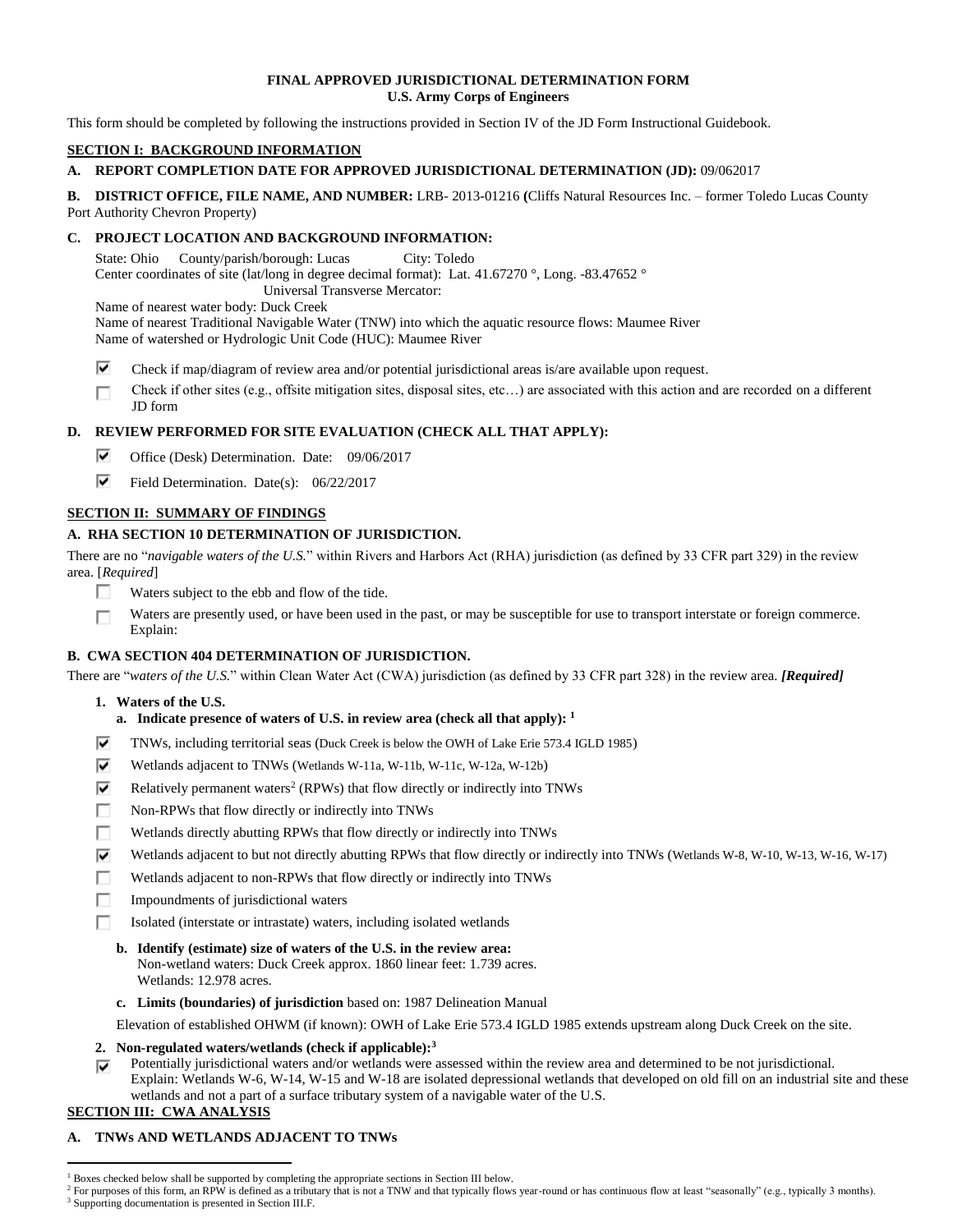**FINAL APPROVED JURISDICTIONAL DETERMINATION FORM**
**U.S. Army Corps of Engineers**

This form should be completed by following the instructions provided in Section IV of the JD Form Instructional Guidebook.

## SECTION I: BACKGROUND INFORMATION

**A. REPORT COMPLETION DATE FOR APPROVED JURISDICTIONAL DETERMINATION (JD):** 09/062017

**B. DISTRICT OFFICE, FILE NAME, AND NUMBER:** LRB- 2013-01216 **(**Cliffs Natural Resources Inc. – former Toledo Lucas County Port Authority Chevron Property)

**C. PROJECT LOCATION AND BACKGROUND INFORMATION:**

State: Ohio County/parish/borough: Lucas City: Toledo
Center coordinates of site (lat/long in degree decimal format): Lat. 41.67270 °, Long. -83.47652 °
Universal Transverse Mercator:
Name of nearest water body: Duck Creek
Name of nearest Traditional Navigable Water (TNW) into which the aquatic resource flows: Maumee River
Name of watershed or Hydrologic Unit Code (HUC): Maumee River

- ☑ Check if map/diagram of review area and/or potential jurisdictional areas is/are available upon request.
- ☐ Check if other sites (e.g., offsite mitigation sites, disposal sites, etc…) are associated with this action and are recorded on a different JD form

**D. REVIEW PERFORMED FOR SITE EVALUATION (CHECK ALL THAT APPLY):**

- ☑ Office (Desk) Determination. Date: 09/06/2017
- ☑ Field Determination. Date(s): 06/22/2017

## SECTION II: SUMMARY OF FINDINGS

**A. RHA SECTION 10 DETERMINATION OF JURISDICTION.**

There are no "*navigable waters of the U.S.*" within Rivers and Harbors Act (RHA) jurisdiction (as defined by 33 CFR part 329) in the review area. [*Required*]

- ☐ Waters subject to the ebb and flow of the tide.
- ☐ Waters are presently used, or have been used in the past, or may be susceptible for use to transport interstate or foreign commerce. Explain:

**B. CWA SECTION 404 DETERMINATION OF JURISDICTION.**

There are "*waters of the U.S.*" within Clean Water Act (CWA) jurisdiction (as defined by 33 CFR part 328) in the review area. ***[Required]***

**1. Waters of the U.S.**

**a. Indicate presence of waters of U.S. in review area (check all that apply):** [1]

- ☑ TNWs, including territorial seas (Duck Creek is below the OWH of Lake Erie 573.4 IGLD 1985)
- ☑ Wetlands adjacent to TNWs (Wetlands W-11a, W-11b, W-11c, W-12a, W-12b)
- ☑ Relatively permanent waters[2] (RPWs) that flow directly or indirectly into TNWs
- ☐ Non-RPWs that flow directly or indirectly into TNWs
- ☐ Wetlands directly abutting RPWs that flow directly or indirectly into TNWs
- ☑ Wetlands adjacent to but not directly abutting RPWs that flow directly or indirectly into TNWs (Wetlands W-8, W-10, W-13, W-16, W-17)
- ☐ Wetlands adjacent to non-RPWs that flow directly or indirectly into TNWs
- ☐ Impoundments of jurisdictional waters
- ☐ Isolated (interstate or intrastate) waters, including isolated wetlands

**b. Identify (estimate) size of waters of the U.S. in the review area:**
Non-wetland waters: Duck Creek approx. 1860 linear feet: 1.739 acres.
Wetlands: 12.978 acres.

**c. Limits (boundaries) of jurisdiction** based on: 1987 Delineation Manual

Elevation of established OHWM (if known): OWH of Lake Erie 573.4 IGLD 1985 extends upstream along Duck Creek on the site.

**2. Non-regulated waters/wetlands (check if applicable):**[3]

- ☑ Potentially jurisdictional waters and/or wetlands were assessed within the review area and determined to be not jurisdictional.
Explain: Wetlands W-6, W-14, W-15 and W-18 are isolated depressional wetlands that developed on old fill on an industrial site and these wetlands and not a part of a surface tributary system of a navigable water of the U.S.

## SECTION III: CWA ANALYSIS

**A. TNWs AND WETLANDS ADJACENT TO TNWs**

---

[1] Boxes checked below shall be supported by completing the appropriate sections in Section III below.
[2] For purposes of this form, an RPW is defined as a tributary that is not a TNW and that typically flows year-round or has continuous flow at least "seasonally" (e.g., typically 3 months).
[3] Supporting documentation is presented in Section III.F.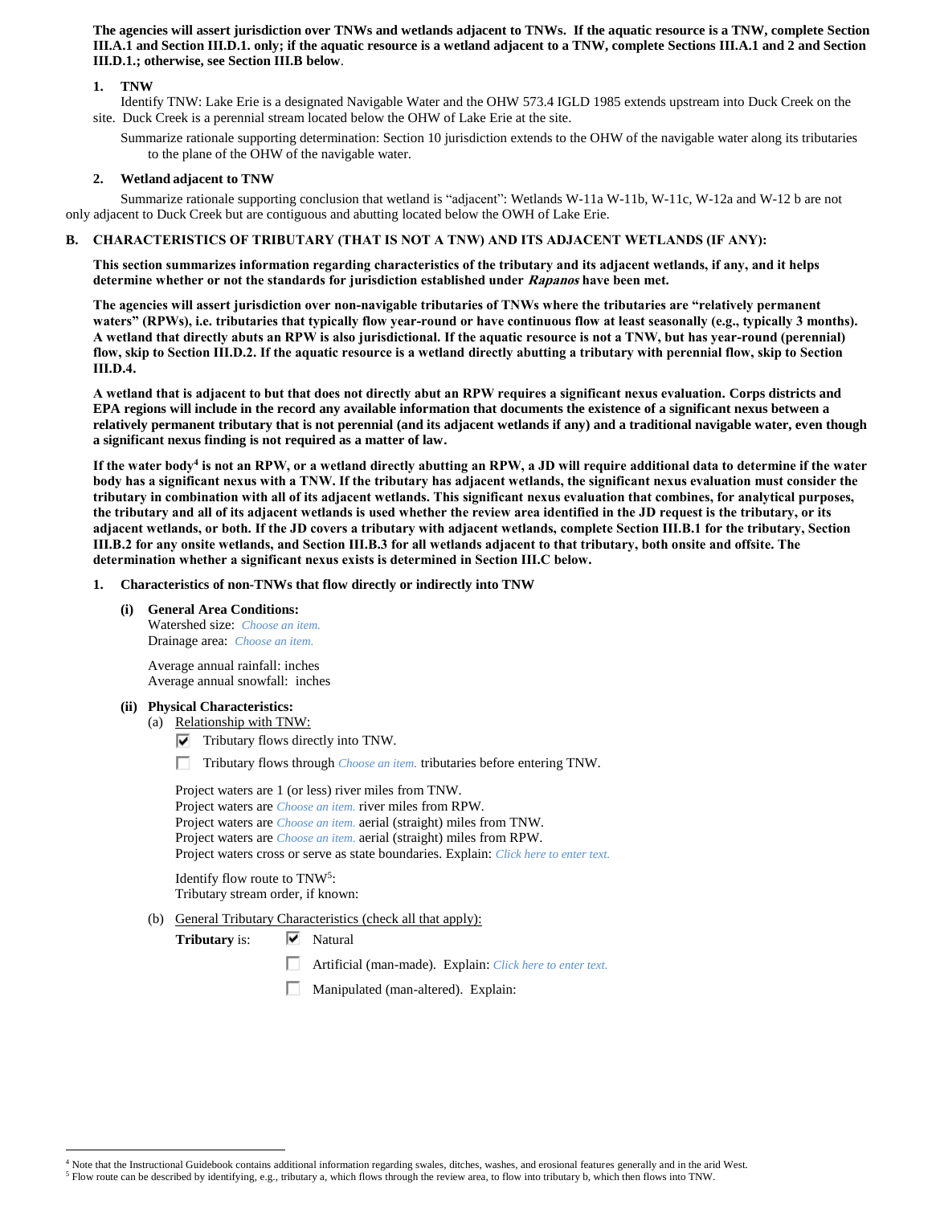**The agencies will assert jurisdiction over TNWs and wetlands adjacent to TNWs. If the aquatic resource is a TNW, complete Section III.A.1 and Section III.D.1. only; if the aquatic resource is a wetland adjacent to a TNW, complete Sections III.A.1 and 2 and Section III.D.1.; otherwise, see Section III.B below**.

**1. TNW**

Identify TNW: Lake Erie is a designated Navigable Water and the OHW 573.4 IGLD 1985 extends upstream into Duck Creek on the site. Duck Creek is a perennial stream located below the OHW of Lake Erie at the site.

Summarize rationale supporting determination: Section 10 jurisdiction extends to the OHW of the navigable water along its tributaries to the plane of the OHW of the navigable water.

**2. Wetland adjacent to TNW**

Summarize rationale supporting conclusion that wetland is "adjacent": Wetlands W-11a W-11b, W-11c, W-12a and W-12 b are not only adjacent to Duck Creek but are contiguous and abutting located below the OWH of Lake Erie.

## B. CHARACTERISTICS OF TRIBUTARY (THAT IS NOT A TNW) AND ITS ADJACENT WETLANDS (IF ANY):

**This section summarizes information regarding characteristics of the tributary and its adjacent wetlands, if any, and it helps determine whether or not the standards for jurisdiction established under *Rapanos* have been met.**

**The agencies will assert jurisdiction over non-navigable tributaries of TNWs where the tributaries are "relatively permanent waters" (RPWs), i.e. tributaries that typically flow year-round or have continuous flow at least seasonally (e.g., typically 3 months). A wetland that directly abuts an RPW is also jurisdictional. If the aquatic resource is not a TNW, but has year-round (perennial) flow, skip to Section III.D.2. If the aquatic resource is a wetland directly abutting a tributary with perennial flow, skip to Section III.D.4.**

**A wetland that is adjacent to but that does not directly abut an RPW requires a significant nexus evaluation. Corps districts and EPA regions will include in the record any available information that documents the existence of a significant nexus between a relatively permanent tributary that is not perennial (and its adjacent wetlands if any) and a traditional navigable water, even though a significant nexus finding is not required as a matter of law.**

**If the water body[4] is not an RPW, or a wetland directly abutting an RPW, a JD will require additional data to determine if the water body has a significant nexus with a TNW. If the tributary has adjacent wetlands, the significant nexus evaluation must consider the tributary in combination with all of its adjacent wetlands. This significant nexus evaluation that combines, for analytical purposes, the tributary and all of its adjacent wetlands is used whether the review area identified in the JD request is the tributary, or its adjacent wetlands, or both. If the JD covers a tributary with adjacent wetlands, complete Section III.B.1 for the tributary, Section III.B.2 for any onsite wetlands, and Section III.B.3 for all wetlands adjacent to that tributary, both onsite and offsite. The determination whether a significant nexus exists is determined in Section III.C below.**

**1. Characteristics of non-TNWs that flow directly or indirectly into TNW**

**(i) General Area Conditions:**

Watershed size: *Choose an item.*
Drainage area: *Choose an item.*

Average annual rainfall: inches
Average annual snowfall: inches

**(ii) Physical Characteristics:**

(a) Relationship with TNW:

- ☑ Tributary flows directly into TNW.
- ☐ Tributary flows through *Choose an item.* tributaries before entering TNW.

Project waters are 1 (or less) river miles from TNW.
Project waters are *Choose an item.* river miles from RPW.
Project waters are *Choose an item.* aerial (straight) miles from TNW.
Project waters are *Choose an item.* aerial (straight) miles from RPW.
Project waters cross or serve as state boundaries. Explain: *Click here to enter text.*

Identify flow route to TNW[5]:
Tributary stream order, if known:

(b) General Tributary Characteristics (check all that apply):

**Tributary** is:
- ☑ Natural
- ☐ Artificial (man-made). Explain: *Click here to enter text.*
- ☐ Manipulated (man-altered). Explain:

[4] Note that the Instructional Guidebook contains additional information regarding swales, ditches, washes, and erosional features generally and in the arid West.
[5] Flow route can be described by identifying, e.g., tributary a, which flows through the review area, to flow into tributary b, which then flows into TNW.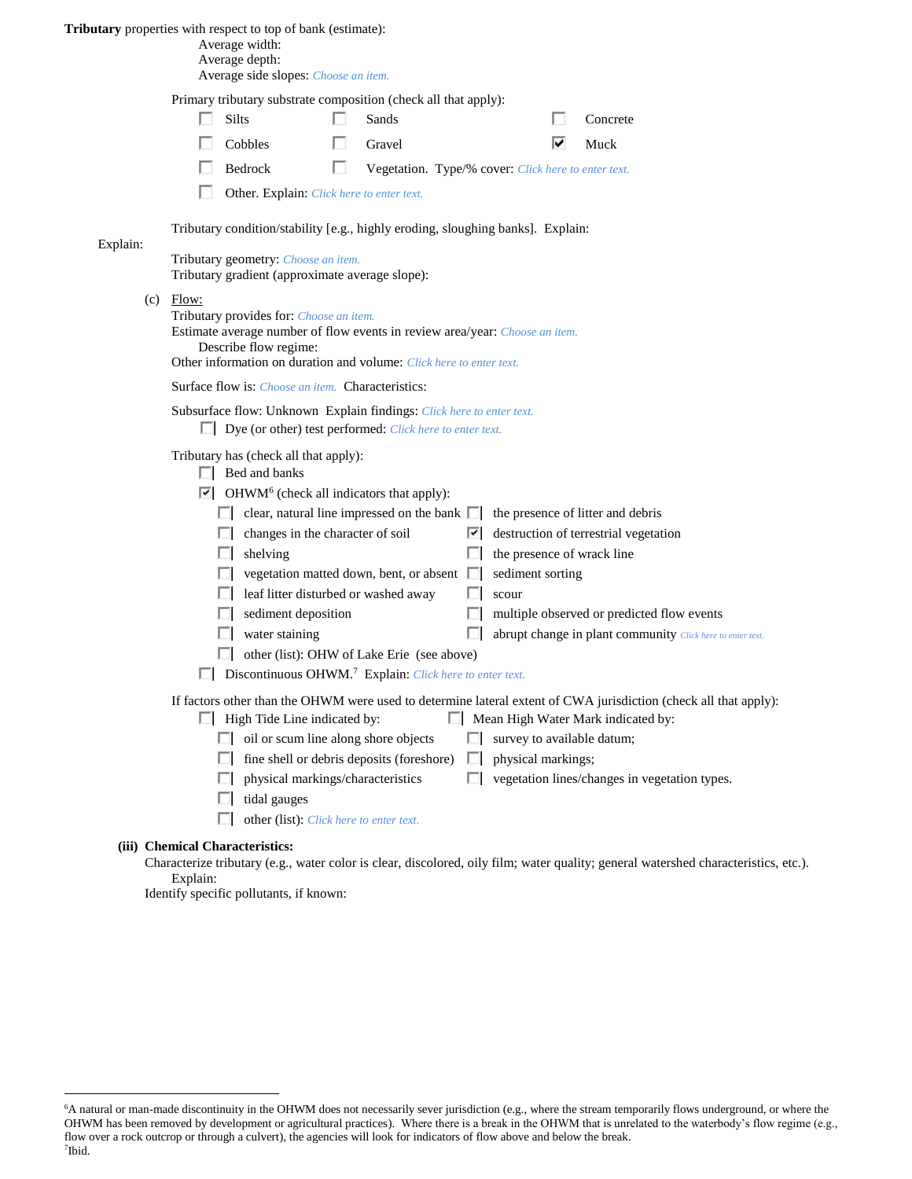**Tributary** properties with respect to top of bank (estimate):

Average width:
Average depth:
Average side slopes: *Choose an item.*

Primary tributary substrate composition (check all that apply):

- ☐ Silts
- ☐ Sands
- ☐ Concrete
- ☐ Cobbles
- ☐ Gravel
- ☑ Muck
- ☐ Bedrock
- ☐ Vegetation. Type/% cover: *Click here to enter text.*
- ☐ Other. Explain: *Click here to enter text.*

Tributary condition/stability [e.g., highly eroding, sloughing banks]. Explain:

Explain:

Tributary geometry: *Choose an item.*
Tributary gradient (approximate average slope):

(c) Flow:

Tributary provides for: *Choose an item.*
Estimate average number of flow events in review area/year: *Choose an item.*
Describe flow regime:
Other information on duration and volume: *Click here to enter text.*

Surface flow is: *Choose an item.* Characteristics:

Subsurface flow: Unknown Explain findings: *Click here to enter text.*
☐ Dye (or other) test performed: *Click here to enter text.*

Tributary has (check all that apply):

- ☐ Bed and banks
- ☑ OHWM[6] (check all indicators that apply):
  - ☐ clear, natural line impressed on the bank
  - ☐ the presence of litter and debris
  - ☐ changes in the character of soil
  - ☑ destruction of terrestrial vegetation
  - ☐ shelving
  - ☐ the presence of wrack line
  - ☐ vegetation matted down, bent, or absent
  - ☐ sediment sorting
  - ☐ leaf litter disturbed or washed away
  - ☐ scour
  - ☐ sediment deposition
  - ☐ multiple observed or predicted flow events
  - ☐ water staining
  - ☐ abrupt change in plant community *Click here to enter text.*
  - ☐ other (list): OHW of Lake Erie (see above)
- ☐ Discontinuous OHWM.[7] Explain: *Click here to enter text.*

If factors other than the OHWM were used to determine lateral extent of CWA jurisdiction (check all that apply):

- ☐ High Tide Line indicated by:
  - ☐ oil or scum line along shore objects
  - ☐ fine shell or debris deposits (foreshore)
  - ☐ physical markings/characteristics
  - ☐ tidal gauges
  - ☐ other (list): *Click here to enter text.*
- ☐ Mean High Water Mark indicated by:
  - ☐ survey to available datum;
  - ☐ physical markings;
  - ☐ vegetation lines/changes in vegetation types.

**(iii) Chemical Characteristics:**

Characterize tributary (e.g., water color is clear, discolored, oily film; water quality; general watershed characteristics, etc.).
Explain:
Identify specific pollutants, if known:

---

[6]A natural or man-made discontinuity in the OHWM does not necessarily sever jurisdiction (e.g., where the stream temporarily flows underground, or where the OHWM has been removed by development or agricultural practices). Where there is a break in the OHWM that is unrelated to the waterbody's flow regime (e.g., flow over a rock outcrop or through a culvert), the agencies will look for indicators of flow above and below the break.
[7]Ibid.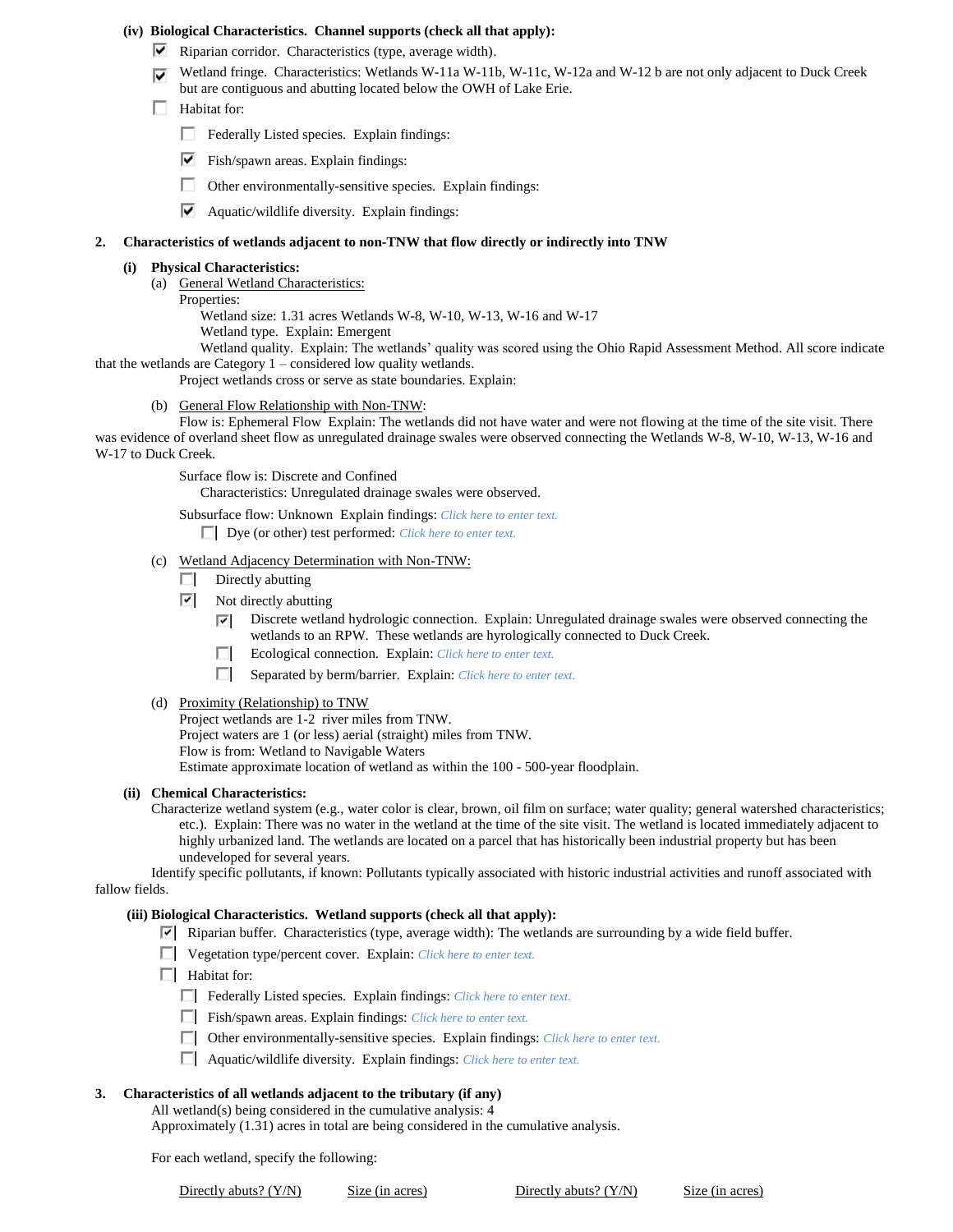**(iv) Biological Characteristics. Channel supports (check all that apply):**

- ☑ Riparian corridor. Characteristics (type, average width).
- ☑ Wetland fringe. Characteristics: Wetlands W-11a W-11b, W-11c, W-12a and W-12 b are not only adjacent to Duck Creek but are contiguous and abutting located below the OWH of Lake Erie.
- ☐ Habitat for:
  - ☐ Federally Listed species. Explain findings:
  - ☑ Fish/spawn areas. Explain findings:
  - ☐ Other environmentally-sensitive species. Explain findings:
  - ☑ Aquatic/wildlife diversity. Explain findings:

**2. Characteristics of wetlands adjacent to non-TNW that flow directly or indirectly into TNW**

**(i) Physical Characteristics:**

(a) General Wetland Characteristics:

Properties:

Wetland size: 1.31 acres Wetlands W-8, W-10, W-13, W-16 and W-17

Wetland type. Explain: Emergent

Wetland quality. Explain: The wetlands' quality was scored using the Ohio Rapid Assessment Method. All score indicate that the wetlands are Category 1 – considered low quality wetlands.

Project wetlands cross or serve as state boundaries. Explain:

(b) General Flow Relationship with Non-TNW:

Flow is: Ephemeral Flow Explain: The wetlands did not have water and were not flowing at the time of the site visit. There was evidence of overland sheet flow as unregulated drainage swales were observed connecting the Wetlands W-8, W-10, W-13, W-16 and W-17 to Duck Creek.

Surface flow is: Discrete and Confined

Characteristics: Unregulated drainage swales were observed.

Subsurface flow: Unknown Explain findings: *Click here to enter text.*

☐ Dye (or other) test performed: *Click here to enter text.*

(c) Wetland Adjacency Determination with Non-TNW:

- ☐ Directly abutting
- ☑ Not directly abutting
  - ☑ Discrete wetland hydrologic connection. Explain: Unregulated drainage swales were observed connecting the wetlands to an RPW. These wetlands are hyrologically connected to Duck Creek.
  - ☐ Ecological connection. Explain: *Click here to enter text.*
  - ☐ Separated by berm/barrier. Explain: *Click here to enter text.*

(d) Proximity (Relationship) to TNW

Project wetlands are 1-2 river miles from TNW.

Project waters are 1 (or less) aerial (straight) miles from TNW.

Flow is from: Wetland to Navigable Waters

Estimate approximate location of wetland as within the 100 - 500-year floodplain.

**(ii) Chemical Characteristics:**

Characterize wetland system (e.g., water color is clear, brown, oil film on surface; water quality; general watershed characteristics; etc.). Explain: There was no water in the wetland at the time of the site visit. The wetland is located immediately adjacent to highly urbanized land. The wetlands are located on a parcel that has historically been industrial property but has been undeveloped for several years.

Identify specific pollutants, if known: Pollutants typically associated with historic industrial activities and runoff associated with fallow fields.

**(iii) Biological Characteristics. Wetland supports (check all that apply):**

- ☑ Riparian buffer. Characteristics (type, average width): The wetlands are surrounding by a wide field buffer.
- ☐ Vegetation type/percent cover. Explain: *Click here to enter text.*
- ☐ Habitat for:
  - ☐ Federally Listed species. Explain findings: *Click here to enter text.*
  - ☐ Fish/spawn areas. Explain findings: *Click here to enter text.*
  - ☐ Other environmentally-sensitive species. Explain findings: *Click here to enter text.*
  - ☐ Aquatic/wildlife diversity. Explain findings: *Click here to enter text.*

**3. Characteristics of all wetlands adjacent to the tributary (if any)**

All wetland(s) being considered in the cumulative analysis: 4

Approximately (1.31) acres in total are being considered in the cumulative analysis.

For each wetland, specify the following:

| Directly abuts? (Y/N) | Size (in acres) | Directly abuts? (Y/N) | Size (in acres) |
|---|---|---|---|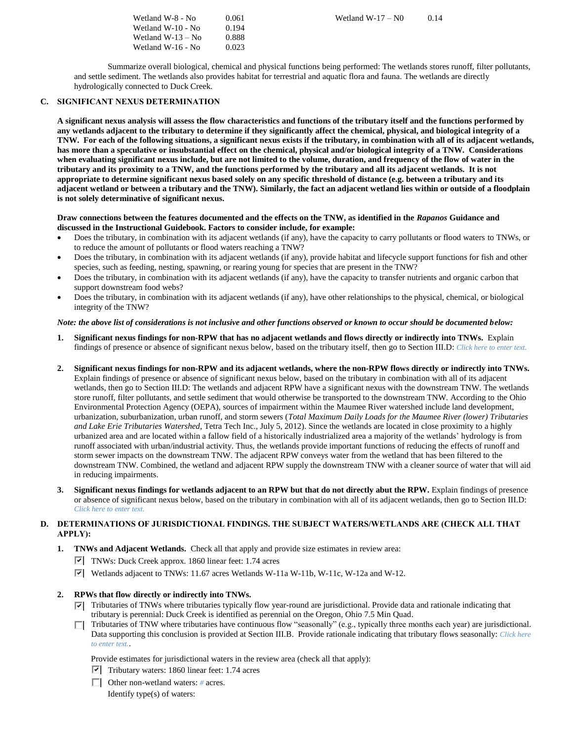| | | | |
|---|---|---|---|
| Wetland W-8 - No | 0.061 | Wetland W-17 – N0 | 0.14 |
| Wetland W-10 - No | 0.194 | | |
| Wetland W-13 – No | 0.888 | | |
| Wetland W-16 - No | 0.023 | | |

Summarize overall biological, chemical and physical functions being performed: The wetlands stores runoff, filter pollutants, and settle sediment. The wetlands also provides habitat for terrestrial and aquatic flora and fauna. The wetlands are directly hydrologically connected to Duck Creek.

## C. SIGNIFICANT NEXUS DETERMINATION

**A significant nexus analysis will assess the flow characteristics and functions of the tributary itself and the functions performed by any wetlands adjacent to the tributary to determine if they significantly affect the chemical, physical, and biological integrity of a TNW. For each of the following situations, a significant nexus exists if the tributary, in combination with all of its adjacent wetlands, has more than a speculative or insubstantial effect on the chemical, physical and/or biological integrity of a TNW. Considerations when evaluating significant nexus include, but are not limited to the volume, duration, and frequency of the flow of water in the tributary and its proximity to a TNW, and the functions performed by the tributary and all its adjacent wetlands. It is not appropriate to determine significant nexus based solely on any specific threshold of distance (e.g. between a tributary and its adjacent wetland or between a tributary and the TNW). Similarly, the fact an adjacent wetland lies within or outside of a floodplain is not solely determinative of significant nexus.**

**Draw connections between the features documented and the effects on the TNW, as identified in the *Rapanos* Guidance and discussed in the Instructional Guidebook. Factors to consider include, for example:**

- Does the tributary, in combination with its adjacent wetlands (if any), have the capacity to carry pollutants or flood waters to TNWs, or to reduce the amount of pollutants or flood waters reaching a TNW?
- Does the tributary, in combination with its adjacent wetlands (if any), provide habitat and lifecycle support functions for fish and other species, such as feeding, nesting, spawning, or rearing young for species that are present in the TNW?
- Does the tributary, in combination with its adjacent wetlands (if any), have the capacity to transfer nutrients and organic carbon that support downstream food webs?
- Does the tributary, in combination with its adjacent wetlands (if any), have other relationships to the physical, chemical, or biological integrity of the TNW?

***Note: the above list of considerations is not inclusive and other functions observed or known to occur should be documented below:***

1. **Significant nexus findings for non-RPW that has no adjacent wetlands and flows directly or indirectly into TNWs.** Explain findings of presence or absence of significant nexus below, based on the tributary itself, then go to Section III.D: *Click here to enter text.*

2. **Significant nexus findings for non-RPW and its adjacent wetlands, where the non-RPW flows directly or indirectly into TNWs.** Explain findings of presence or absence of significant nexus below, based on the tributary in combination with all of its adjacent wetlands, then go to Section III.D: The wetlands and adjacent RPW have a significant nexus with the downstream TNW. The wetlands store runoff, filter pollutants, and settle sediment that would otherwise be transported to the downstream TNW. According to the Ohio Environmental Protection Agency (OEPA), sources of impairment within the Maumee River watershed include land development, urbanization, suburbanization, urban runoff, and storm sewers (*Total Maximum Daily Loads for the Maumee River (lower) Tributaries and Lake Erie Tributaries Watershed*, Tetra Tech Inc., July 5, 2012). Since the wetlands are located in close proximity to a highly urbanized area and are located within a fallow field of a historically industrialized area a majority of the wetlands' hydrology is from runoff associated with urban/industrial activity. Thus, the wetlands provide important functions of reducing the effects of runoff and storm sewer impacts on the downstream TNW. The adjacent RPW conveys water from the wetland that has been filtered to the downstream TNW. Combined, the wetland and adjacent RPW supply the downstream TNW with a cleaner source of water that will aid in reducing impairments.

3. **Significant nexus findings for wetlands adjacent to an RPW but that do not directly abut the RPW.** Explain findings of presence or absence of significant nexus below, based on the tributary in combination with all of its adjacent wetlands, then go to Section III.D: *Click here to enter text.*

## D. DETERMINATIONS OF JURISDICTIONAL FINDINGS. THE SUBJECT WATERS/WETLANDS ARE (CHECK ALL THAT APPLY):

1. **TNWs and Adjacent Wetlands.** Check all that apply and provide size estimates in review area:
   - ☑ TNWs: Duck Creek approx. 1860 linear feet: 1.74 acres
   - ☑ Wetlands adjacent to TNWs: 11.67 acres Wetlands W-11a W-11b, W-11c, W-12a and W-12.

2. **RPWs that flow directly or indirectly into TNWs.**
   - ☑ Tributaries of TNWs where tributaries typically flow year-round are jurisdictional. Provide data and rationale indicating that tributary is perennial: Duck Creek is identified as perennial on the Oregon, Ohio 7.5 Min Quad.
   - ☐ Tributaries of TNW where tributaries have continuous flow "seasonally" (e.g., typically three months each year) are jurisdictional. Data supporting this conclusion is provided at Section III.B. Provide rationale indicating that tributary flows seasonally: *Click here to enter text.*.

   Provide estimates for jurisdictional waters in the review area (check all that apply):
   - ☑ Tributary waters: 1860 linear feet: 1.74 acres
   - ☐ Other non-wetland waters: *#* acres.

   Identify type(s) of waters: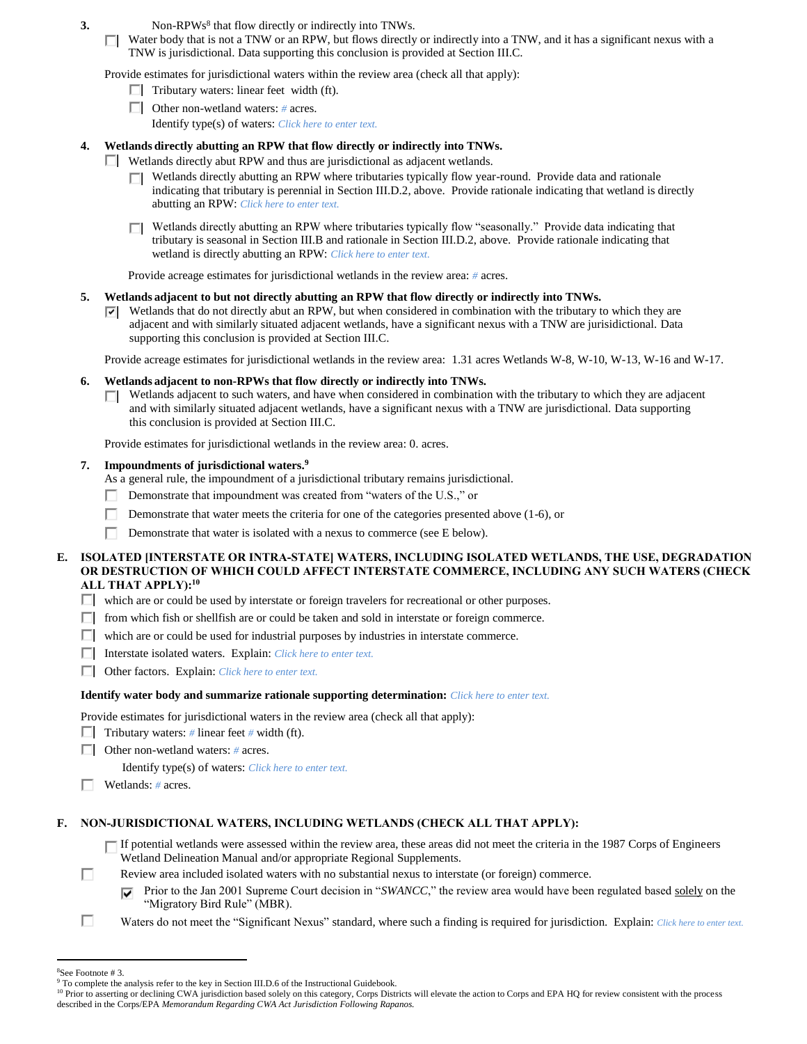**3. Non-RPWs[8] that flow directly or indirectly into TNWs.**

☐ Water body that is not a TNW or an RPW, but flows directly or indirectly into a TNW, and it has a significant nexus with a TNW is jurisdictional. Data supporting this conclusion is provided at Section III.C.

Provide estimates for jurisdictional waters within the review area (check all that apply):

- ☐ Tributary waters: linear feet width (ft).
- ☐ Other non-wetland waters: # acres.
  Identify type(s) of waters: *Click here to enter text.*

**4. Wetlands directly abutting an RPW that flow directly or indirectly into TNWs.**

☐ Wetlands directly abut RPW and thus are jurisdictional as adjacent wetlands.

- ☐ Wetlands directly abutting an RPW where tributaries typically flow year-round. Provide data and rationale indicating that tributary is perennial in Section III.D.2, above. Provide rationale indicating that wetland is directly abutting an RPW: *Click here to enter text.*
- ☐ Wetlands directly abutting an RPW where tributaries typically flow "seasonally." Provide data indicating that tributary is seasonal in Section III.B and rationale in Section III.D.2, above. Provide rationale indicating that wetland is directly abutting an RPW: *Click here to enter text.*

Provide acreage estimates for jurisdictional wetlands in the review area: # acres.

**5. Wetlands adjacent to but not directly abutting an RPW that flow directly or indirectly into TNWs.**

☑ Wetlands that do not directly abut an RPW, but when considered in combination with the tributary to which they are adjacent and with similarly situated adjacent wetlands, have a significant nexus with a TNW are jurisidictional. Data supporting this conclusion is provided at Section III.C.

Provide acreage estimates for jurisdictional wetlands in the review area: 1.31 acres Wetlands W-8, W-10, W-13, W-16 and W-17.

**6. Wetlands adjacent to non-RPWs that flow directly or indirectly into TNWs.**

☐ Wetlands adjacent to such waters, and have when considered in combination with the tributary to which they are adjacent and with similarly situated adjacent wetlands, have a significant nexus with a TNW are jurisdictional. Data supporting this conclusion is provided at Section III.C.

Provide estimates for jurisdictional wetlands in the review area: 0. acres.

**7. Impoundments of jurisdictional waters.[9]**

As a general rule, the impoundment of a jurisdictional tributary remains jurisdictional.

- ☐ Demonstrate that impoundment was created from "waters of the U.S.," or
- ☐ Demonstrate that water meets the criteria for one of the categories presented above (1-6), or
- ☐ Demonstrate that water is isolated with a nexus to commerce (see E below).

**E. ISOLATED [INTERSTATE OR INTRA-STATE] WATERS, INCLUDING ISOLATED WETLANDS, THE USE, DEGRADATION OR DESTRUCTION OF WHICH COULD AFFECT INTERSTATE COMMERCE, INCLUDING ANY SUCH WATERS (CHECK ALL THAT APPLY):[10]**

- ☐ which are or could be used by interstate or foreign travelers for recreational or other purposes.
- ☐ from which fish or shellfish are or could be taken and sold in interstate or foreign commerce.
- ☐ which are or could be used for industrial purposes by industries in interstate commerce.
- ☐ Interstate isolated waters. Explain: *Click here to enter text.*
- ☐ Other factors. Explain: *Click here to enter text.*

**Identify water body and summarize rationale supporting determination:** *Click here to enter text.*

Provide estimates for jurisdictional waters in the review area (check all that apply):

- ☐ Tributary waters: # linear feet # width (ft).
- ☐ Other non-wetland waters: # acres.
  Identify type(s) of waters: *Click here to enter text.*
- ☐ Wetlands: # acres.

**F. NON-JURISDICTIONAL WATERS, INCLUDING WETLANDS (CHECK ALL THAT APPLY):**

- ☐ If potential wetlands were assessed within the review area, these areas did not meet the criteria in the 1987 Corps of Engineers Wetland Delineation Manual and/or appropriate Regional Supplements.
- ☐ Review area included isolated waters with no substantial nexus to interstate (or foreign) commerce.
  - ☑ Prior to the Jan 2001 Supreme Court decision in "*SWANCC*," the review area would have been regulated based solely on the "Migratory Bird Rule" (MBR).
- ☐ Waters do not meet the "Significant Nexus" standard, where such a finding is required for jurisdiction. Explain: *Click here to enter text.*

---

[8] See Footnote # 3.

[9] To complete the analysis refer to the key in Section III.D.6 of the Instructional Guidebook.

[10] Prior to asserting or declining CWA jurisdiction based solely on this category, Corps Districts will elevate the action to Corps and EPA HQ for review consistent with the process described in the Corps/EPA *Memorandum Regarding CWA Act Jurisdiction Following Rapanos.*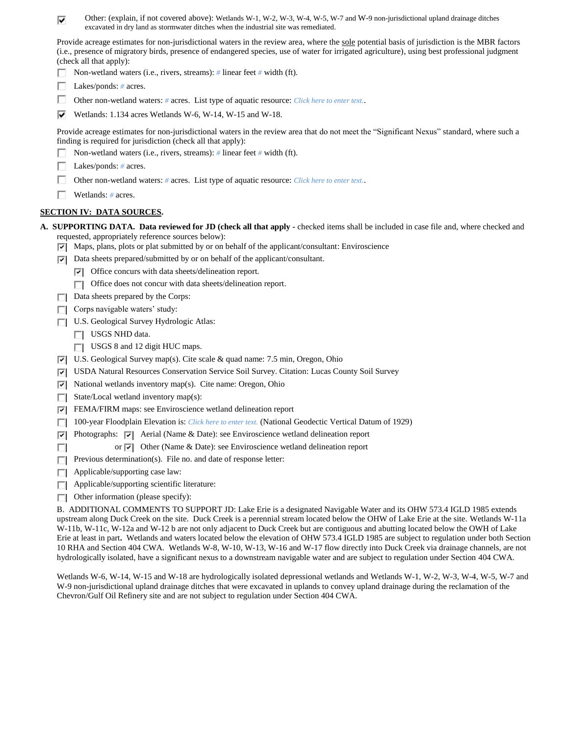☑ Other: (explain, if not covered above): Wetlands W-1, W-2, W-3, W-4, W-5, W-7 and W-9 non-jurisdictional upland drainage ditches excavated in dry land as stormwater ditches when the industrial site was remediated.

Provide acreage estimates for non-jurisdictional waters in the review area, where the sole potential basis of jurisdiction is the MBR factors (i.e., presence of migratory birds, presence of endangered species, use of water for irrigated agriculture), using best professional judgment (check all that apply):

☐ Non-wetland waters (i.e., rivers, streams): # linear feet # width (ft).

☐ Lakes/ponds: # acres.

☐ Other non-wetland waters: # acres. List type of aquatic resource: Click here to enter text..

☑ Wetlands: 1.134 acres Wetlands W-6, W-14, W-15 and W-18.

Provide acreage estimates for non-jurisdictional waters in the review area that do not meet the "Significant Nexus" standard, where such a finding is required for jurisdiction (check all that apply):

☐ Non-wetland waters (i.e., rivers, streams): # linear feet # width (ft).

☐ Lakes/ponds: # acres.

☐ Other non-wetland waters: # acres. List type of aquatic resource: Click here to enter text..

☐ Wetlands: # acres.

## SECTION IV: DATA SOURCES.

**A. SUPPORTING DATA. Data reviewed for JD (check all that apply** - checked items shall be included in case file and, where checked and requested, appropriately reference sources below):

☑ Maps, plans, plots or plat submitted by or on behalf of the applicant/consultant: Enviroscience

☑ Data sheets prepared/submitted by or on behalf of the applicant/consultant.

- ☑ Office concurs with data sheets/delineation report.
- ☐ Office does not concur with data sheets/delineation report.

☐ Data sheets prepared by the Corps:

☐ Corps navigable waters' study:

☐ U.S. Geological Survey Hydrologic Atlas:

- ☐ USGS NHD data.
- ☐ USGS 8 and 12 digit HUC maps.

☑ U.S. Geological Survey map(s). Cite scale & quad name: 7.5 min, Oregon, Ohio

☑ USDA Natural Resources Conservation Service Soil Survey. Citation: Lucas County Soil Survey

☑ National wetlands inventory map(s). Cite name: Oregon, Ohio

☐ State/Local wetland inventory map(s):

☑ FEMA/FIRM maps: see Enviroscience wetland delineation report

☐ 100-year Floodplain Elevation is: Click here to enter text. (National Geodectic Vertical Datum of 1929)

☑ Photographs: ☑ Aerial (Name & Date): see Enviroscience wetland delineation report

☐ or ☑ Other (Name & Date): see Enviroscience wetland delineation report

☐ Previous determination(s). File no. and date of response letter:

☐ Applicable/supporting case law:

☐ Applicable/supporting scientific literature:

☐ Other information (please specify):

B. ADDITIONAL COMMENTS TO SUPPORT JD: Lake Erie is a designated Navigable Water and its OHW 573.4 IGLD 1985 extends upstream along Duck Creek on the site. Duck Creek is a perennial stream located below the OHW of Lake Erie at the site. Wetlands W-11a W-11b, W-11c, W-12a and W-12 b are not only adjacent to Duck Creek but are contiguous and abutting located below the OWH of Lake Erie at least in part**.** Wetlands and waters located below the elevation of OHW 573.4 IGLD 1985 are subject to regulation under both Section 10 RHA and Section 404 CWA. Wetlands W-8, W-10, W-13, W-16 and W-17 flow directly into Duck Creek via drainage channels, are not hydrologically isolated, have a significant nexus to a downstream navigable water and are subject to regulation under Section 404 CWA.

Wetlands W-6, W-14, W-15 and W-18 are hydrologically isolated depressional wetlands and Wetlands W-1, W-2, W-3, W-4, W-5, W-7 and W-9 non-jurisdictional upland drainage ditches that were excavated in uplands to convey upland drainage during the reclamation of the Chevron/Gulf Oil Refinery site and are not subject to regulation under Section 404 CWA.